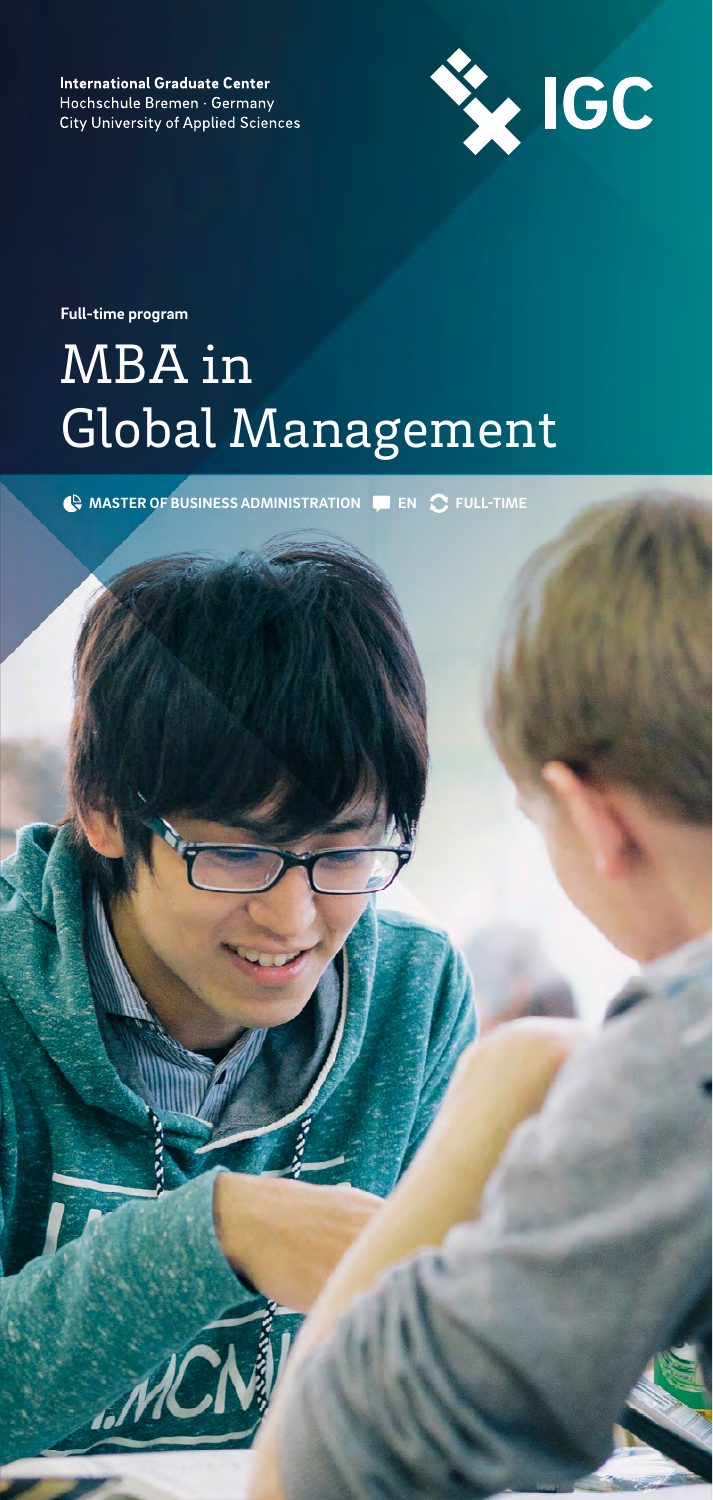**International Graduate Center**
Hochschule Bremen · Germany
City University of Applied Sciences

IGC

**Full-time program**

# MBA in Global Management

**MASTER OF BUSINESS ADMINISTRATION** **EN** **FULL-TIME**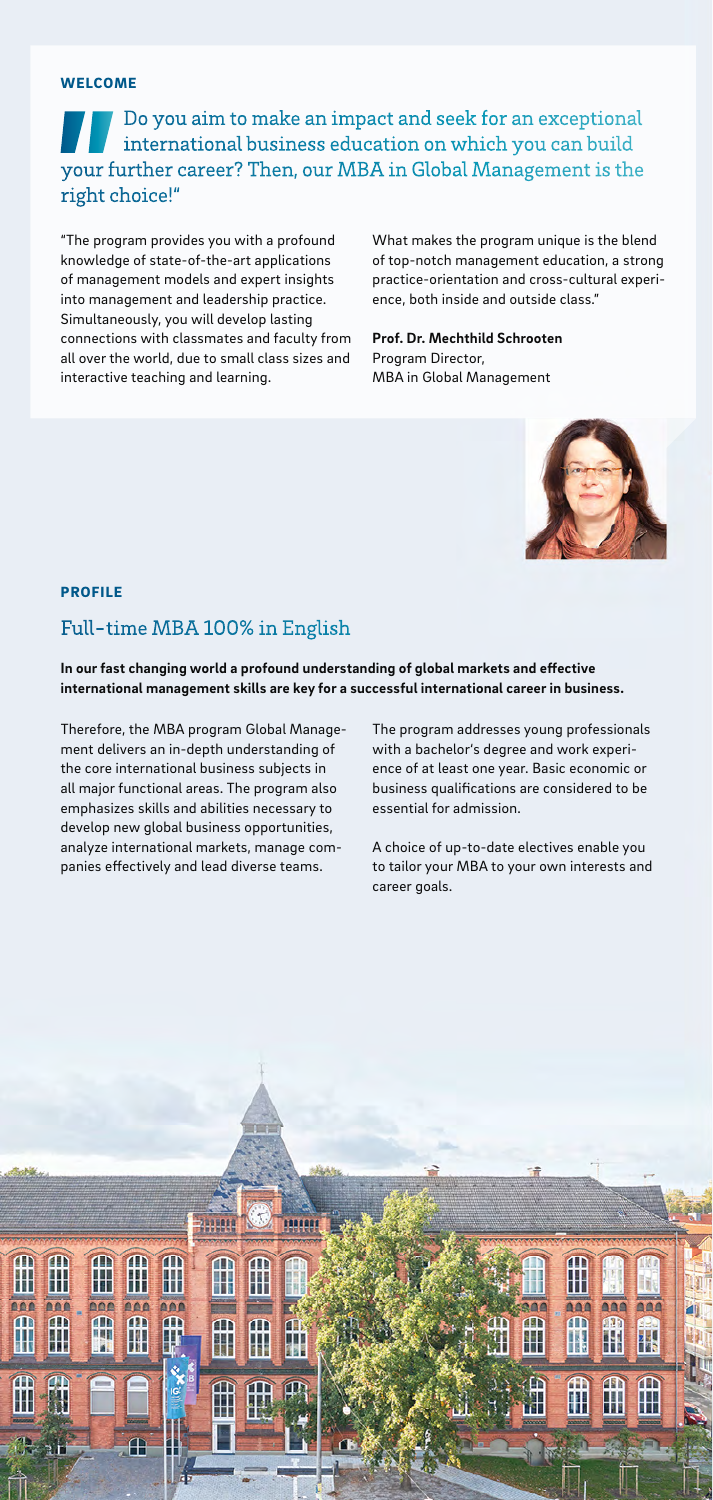## WELCOME

**Do you aim to make an impact and seek for an exceptional international business education on which you can build your further career? Then, our MBA in Global Management is the right choice!"**

"The program provides you with a profound knowledge of state-of-the-art applications of management models and expert insights into management and leadership practice. Simultaneously, you will develop lasting connections with classmates and faculty from all over the world, due to small class sizes and interactive teaching and learning.

What makes the program unique is the blend of top-notch management education, a strong practice-orientation and cross-cultural experience, both inside and outside class."

**Prof. Dr. Mechthild Schrooten**
Program Director,
MBA in Global Management

## PROFILE

### Full-time MBA 100% in English

**In our fast changing world a profound understanding of global markets and effective international management skills are key for a successful international career in business.**

Therefore, the MBA program Global Management delivers an in-depth understanding of the core international business subjects in all major functional areas. The program also emphasizes skills and abilities necessary to develop new global business opportunities, analyze international markets, manage companies effectively and lead diverse teams.

The program addresses young professionals with a bachelor's degree and work experience of at least one year. Basic economic or business qualifications are considered to be essential for admission.

A choice of up-to-date electives enable you to tailor your MBA to your own interests and career goals.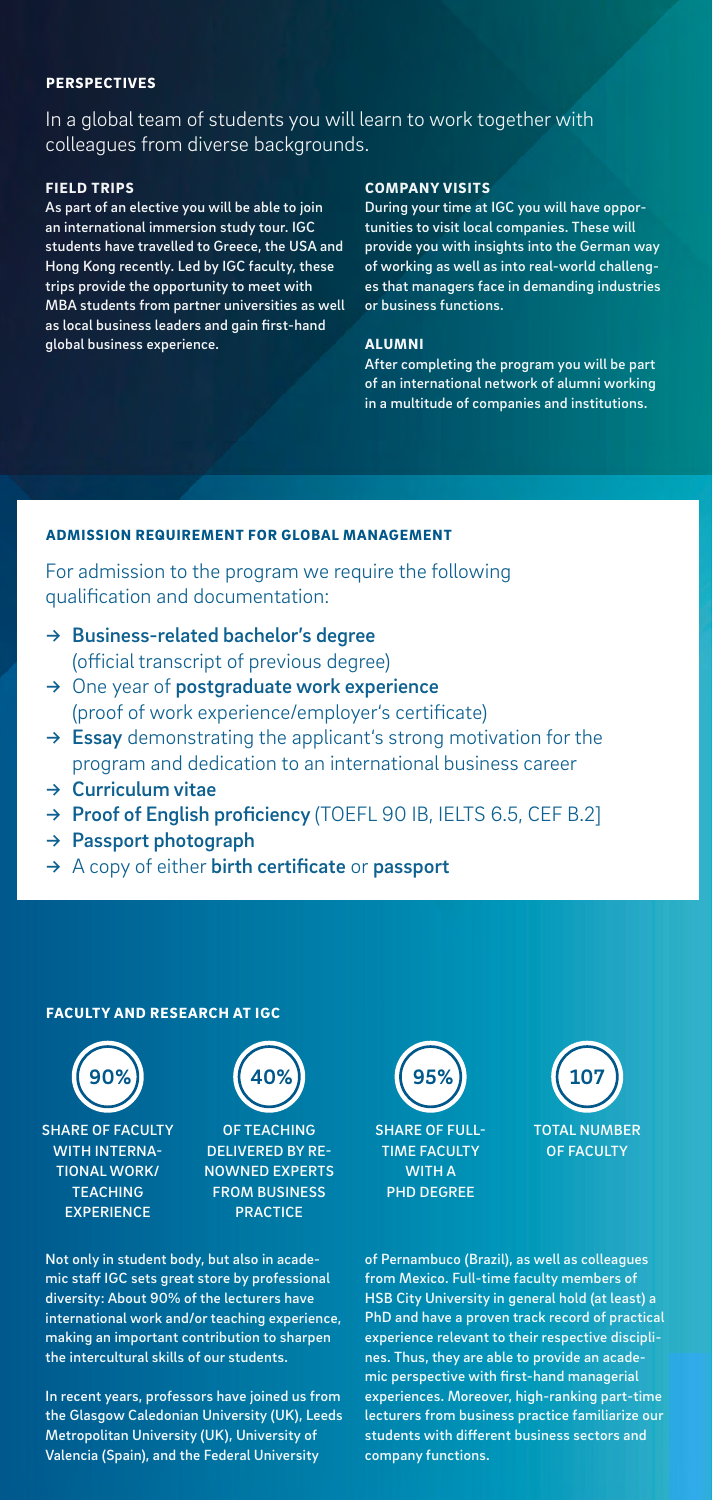## PERSPECTIVES

In a global team of students you will learn to work together with colleagues from diverse backgrounds.

### FIELD TRIPS

As part of an elective you will be able to join an international immersion study tour. IGC students have travelled to Greece, the USA and Hong Kong recently. Led by IGC faculty, these trips provide the opportunity to meet with MBA students from partner universities as well as local business leaders and gain first-hand global business experience.

### COMPANY VISITS

During your time at IGC you will have opportunities to visit local companies. These will provide you with insights into the German way of working as well as into real-world challenges that managers face in demanding industries or business functions.

### ALUMNI

After completing the program you will be part of an international network of alumni working in a multitude of companies and institutions.

## ADMISSION REQUIREMENT FOR GLOBAL MANAGEMENT

For admission to the program we require the following qualification and documentation:

- → **Business-related bachelor's degree** (official transcript of previous degree)
- → One year of **postgraduate work experience** (proof of work experience/employer's certificate)
- → **Essay** demonstrating the applicant's strong motivation for the program and dedication to an international business career
- → **Curriculum vitae**
- → **Proof of English proficiency** (TOEFL 90 IB, IELTS 6.5, CEF B.2]
- → **Passport photograph**
- → A copy of either **birth certificate** or **passport**

## FACULTY AND RESEARCH AT IGC

**90%** SHARE OF FACULTY WITH INTERNATIONAL WORK/ TEACHING EXPERIENCE

**40%** OF TEACHING DELIVERED BY RENOWNED EXPERTS FROM BUSINESS PRACTICE

**95%** SHARE OF FULL-TIME FACULTY WITH A PHD DEGREE

**107** TOTAL NUMBER OF FACULTY

Not only in student body, but also in academic staff IGC sets great store by professional diversity: About 90% of the lecturers have international work and/or teaching experience, making an important contribution to sharpen the intercultural skills of our students.

In recent years, professors have joined us from the Glasgow Caledonian University (UK), Leeds Metropolitan University (UK), University of Valencia (Spain), and the Federal University of Pernambuco (Brazil), as well as colleagues from Mexico. Full-time faculty members of HSB City University in general hold (at least) a PhD and have a proven track record of practical experience relevant to their respective disciplines. Thus, they are able to provide an academic perspective with first-hand managerial experiences. Moreover, high-ranking part-time lecturers from business practice familiarize our students with different business sectors and company functions.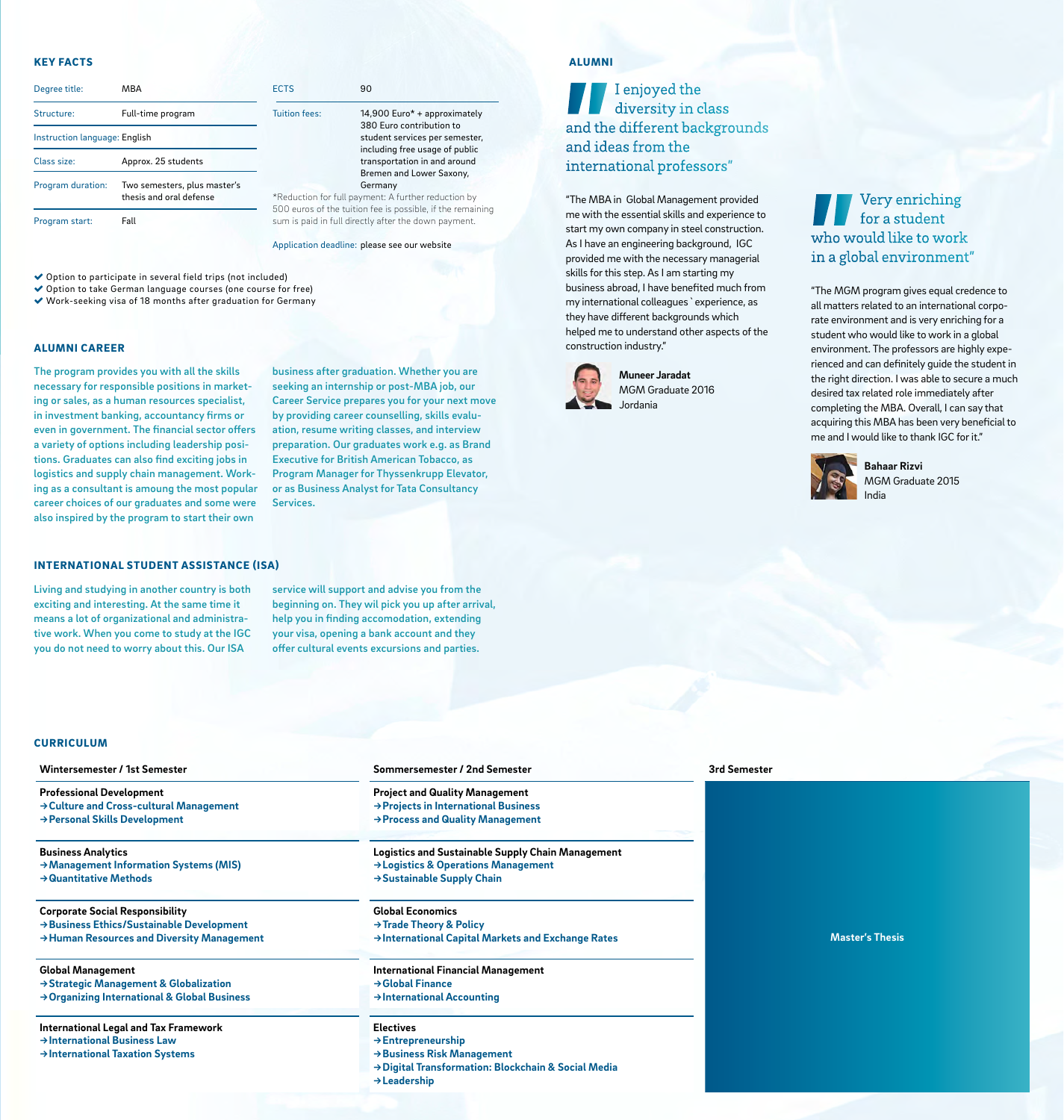## KEY FACTS

| | |
|---|---|
| Degree title: | MBA |
| Structure: | Full-time program |
| Instruction language: | English |
| Class size: | Approx. 25 students |
| Program duration: | Two semesters, plus master's thesis and oral defense |
| Program start: | Fall |

| | |
|---|---|
| ECTS | 90 |
| Tuition fees: | 14,900 Euro* + approximately 380 Euro contribution to student services per semester, including free usage of public transportation in and around Bremen and Lower Saxony, Germany |

*Reduction for full payment: A further reduction by 500 euros of the tuition fee is possible, if the remaining sum is paid in full directly after the down payment.

Application deadline: please see our website

- ✔ Option to participate in several field trips (not included)
- ✔ Option to take German language courses (one course for free)
- ✔ Work-seeking visa of 18 months after graduation for Germany

## ALUMNI CAREER

The program provides you with all the skills necessary for responsible positions in marketing or sales, as a human resources specialist, in investment banking, accountancy firms or even in government. The financial sector offers a variety of options including leadership positions. Graduates can also find exciting jobs in logistics and supply chain management. Working as a consultant is amoung the most popular career choices of our graduates and some were also inspired by the program to start their own business after graduation. Whether you are seeking an internship or post-MBA job, our Career Service prepares you for your next move by providing career counselling, skills evaluation, resume writing classes, and interview preparation. Our graduates work e.g. as Brand Executive for British American Tobacco, as Program Manager for Thyssenkrupp Elevator, or as Business Analyst for Tata Consultancy Services.

## INTERNATIONAL STUDENT ASSISTANCE (ISA)

Living and studying in another country is both exciting and interesting. At the same time it means a lot of organizational and administrative work. When you come to study at the IGC you do not need to worry about this. Our ISA service will support and advise you from the beginning on. They wil pick you up after arrival, help you in finding accomodation, extending your visa, opening a bank account and they offer cultural events excursions and parties.

## ALUMNI

> I enjoyed the diversity in class and the different backgrounds and ideas from the international professors"

"The MBA in Global Management provided me with the essential skills and experience to start my own company in steel construction. As I have an engineering background, IGC provided me with the necessary managerial skills for this step. As I am starting my business abroad, I have benefited much from my international colleagues` experience, as they have different backgrounds which helped me to understand other aspects of the construction industry."

**Muneer Jaradat**
MGM Graduate 2016
Jordania

> Very enriching for a student who would like to work in a global environment"

"The MGM program gives equal credence to all matters related to an international corporate environment and is very enriching for a student who would like to work in a global environment. The professors are highly experienced and can definitely guide the student in the right direction. I was able to secure a much desired tax related role immediately after completing the MBA. Overall, I can say that acquiring this MBA has been very beneficial to me and I would like to thank IGC for it."

**Bahaar Rizvi**
MGM Graduate 2015
India

## CURRICULUM

### Wintersemester / 1st Semester

**Professional Development**
- → Culture and Cross-cultural Management
- → Personal Skills Development

**Business Analytics**
- → Management Information Systems (MIS)
- → Quantitative Methods

**Corporate Social Responsibility**
- → Business Ethics/Sustainable Development
- → Human Resources and Diversity Management

**Global Management**
- → Strategic Management & Globalization
- → Organizing International & Global Business

**International Legal and Tax Framework**
- → International Business Law
- → International Taxation Systems

### Sommersemester / 2nd Semester

**Project and Quality Management**
- → Projects in International Business
- → Process and Quality Management

**Logistics and Sustainable Supply Chain Management**
- → Logistics & Operations Management
- → Sustainable Supply Chain

**Global Economics**
- → Trade Theory & Policy
- → International Capital Markets and Exchange Rates

**International Financial Management**
- → Global Finance
- → International Accounting

**Electives**
- → Entrepreneurship
- → Business Risk Management
- → Digital Transformation: Blockchain & Social Media
- → Leadership

### 3rd Semester

**Master's Thesis**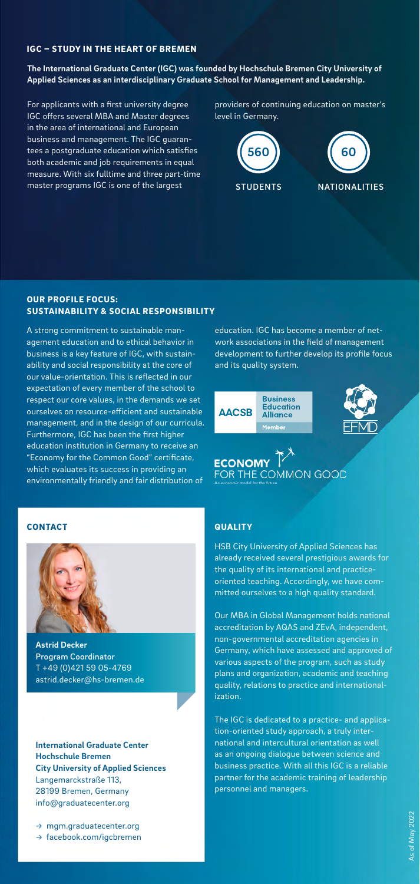## IGC – STUDY IN THE HEART OF BREMEN

**The International Graduate Center (IGC) was founded by Hochschule Bremen City University of Applied Sciences as an interdisciplinary Graduate School for Management and Leadership.**

For applicants with a first university degree IGC offers several MBA and Master degrees in the area of international and European business and management. The IGC guarantees a postgraduate education which satisfies both academic and job requirements in equal measure. With six fulltime and three part-time master programs IGC is one of the largest providers of continuing education on master's level in Germany.

560
STUDENTS

60
NATIONALITIES

## OUR PROFILE FOCUS: SUSTAINABILITY & SOCIAL RESPONSIBILITY

A strong commitment to sustainable management education and to ethical behavior in business is a key feature of IGC, with sustainability and social responsibility at the core of our value-orientation. This is reflected in our expectation of every member of the school to respect our core values, in the demands we set ourselves on resource-efficient and sustainable management, and in the design of our curricula. Furthermore, IGC has been the first higher education institution in Germany to receive an "Economy for the Common Good" certificate, which evaluates its success in providing an environmentally friendly and fair distribution of education. IGC has become a member of network associations in the field of management development to further develop its profile focus and its quality system.

AACSB Business Education Alliance Member

EFMD

ECONOMY FOR THE COMMON GOOD
An economic model for the future

## CONTACT

**Astrid Decker**
**Program Coordinator**
T +49 (0)421 59 05-4769
astrid.decker@hs-bremen.de

**International Graduate Center**
**Hochschule Bremen**
**City University of Applied Sciences**
Langemarckstraße 113,
28199 Bremen, Germany
info@graduatecenter.org

→ mgm.graduatecenter.org
→ facebook.com/igcbremen

## QUALITY

HSB City University of Applied Sciences has already received several prestigious awards for the quality of its international and practice-oriented teaching. Accordingly, we have committed ourselves to a high quality standard.

Our MBA in Global Management holds national accreditation by AQAS and ZEvA, independent, non-governmental accreditation agencies in Germany, which have assessed and approved of various aspects of the program, such as study plans and organization, academic and teaching quality, relations to practice and internationalization.

The IGC is dedicated to a practice- and application-oriented study approach, a truly international and intercultural orientation as well as an ongoing dialogue between science and business practice. With all this IGC is a reliable partner for the academic training of leadership personnel and managers.

As of May 2022